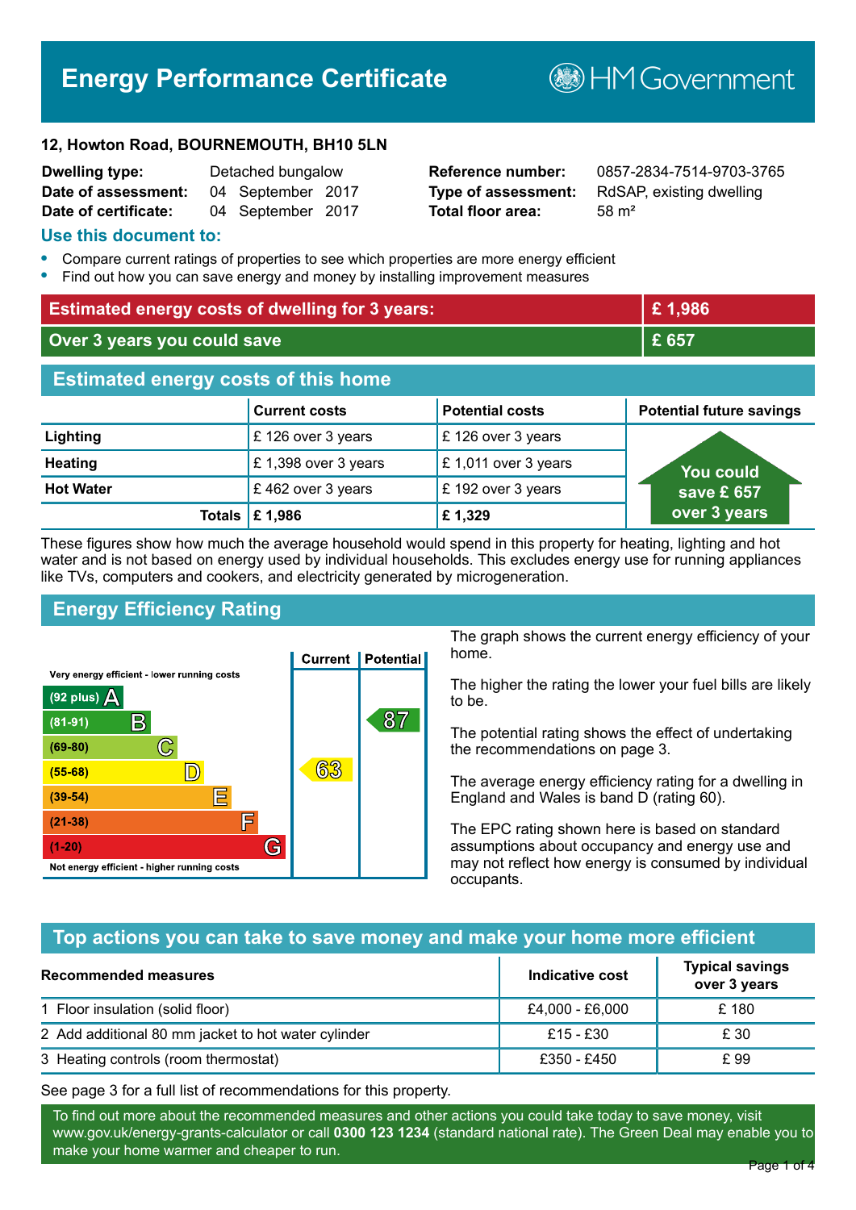# Energy Performance Certificate

HM Government

**12, Howton Road, BOURNEMOUTH, BH10 5LN**

| | | | |
|---|---|---|---|
| **Dwelling type:** | Detached bungalow | **Reference number:** | 0857-2834-7514-9703-3765 |
| **Date of assessment:** | 04 September 2017 | **Type of assessment:** | RdSAP, existing dwelling |
| **Date of certificate:** | 04 September 2017 | **Total floor area:** | 58 m² |

## Use this document to:

- Compare current ratings of properties to see which properties are more energy efficient
- Find out how you can save energy and money by installing improvement measures

| | |
|---|---|
| **Estimated energy costs of dwelling for 3 years:** | **£ 1,986** |
| **Over 3 years you could save** | **£ 657** |

## Estimated energy costs of this home

| | Current costs | Potential costs | Potential future savings |
|---|---|---|---|
| **Lighting** | £ 126 over 3 years | £ 126 over 3 years | You could save £ 657 over 3 years |
| **Heating** | £ 1,398 over 3 years | £ 1,011 over 3 years | |
| **Hot Water** | £ 462 over 3 years | £ 192 over 3 years | |
| **Totals** | **£ 1,986** | **£ 1,329** | |

These figures show how much the average household would spend in this property for heating, lighting and hot water and is not based on energy used by individual households. This excludes energy use for running appliances like TVs, computers and cookers, and electricity generated by microgeneration.

## Energy Efficiency Rating

| Rating band | Current | Potential |
|---|---|---|
| Very energy efficient - lower running costs | | |
| (92 plus) A | | |
| (81-91) B | | 87 |
| (69-80) C | | |
| (55-68) D | 63 | |
| (39-54) E | | |
| (21-38) F | | |
| (1-20) G | | |
| Not energy efficient - higher running costs | | |

The graph shows the current energy efficiency of your home.

The higher the rating the lower your fuel bills are likely to be.

The potential rating shows the effect of undertaking the recommendations on page 3.

The average energy efficiency rating for a dwelling in England and Wales is band D (rating 60).

The EPC rating shown here is based on standard assumptions about occupancy and energy use and may not reflect how energy is consumed by individual occupants.

## Top actions you can take to save money and make your home more efficient

| Recommended measures | Indicative cost | Typical savings over 3 years |
|---|---|---|
| 1 Floor insulation (solid floor) | £4,000 - £6,000 | £ 180 |
| 2 Add additional 80 mm jacket to hot water cylinder | £15 - £30 | £ 30 |
| 3 Heating controls (room thermostat) | £350 - £450 | £ 99 |

See page 3 for a full list of recommendations for this property.

To find out more about the recommended measures and other actions you could take today to save money, visit www.gov.uk/energy-grants-calculator or call **0300 123 1234** (standard national rate). The Green Deal may enable you to make your home warmer and cheaper to run.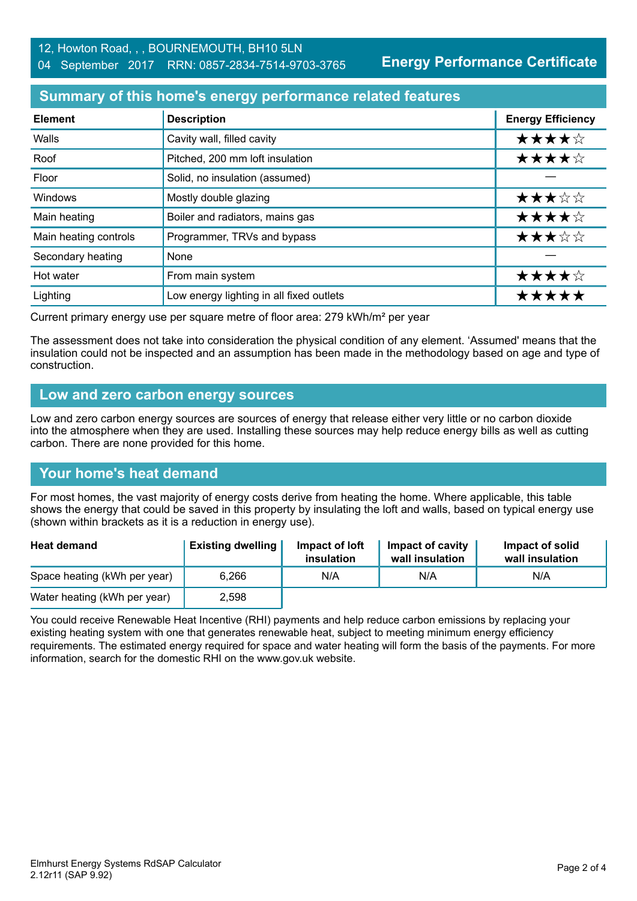12, Howton Road, , , BOURNEMOUTH, BH10 5LN
04 September 2017 RRN: 0857-2834-7514-9703-3765

**Energy Performance Certificate**

## Summary of this home's energy performance related features

| Element | Description | Energy Efficiency |
|---|---|---|
| Walls | Cavity wall, filled cavity | ★★★★☆ |
| Roof | Pitched, 200 mm loft insulation | ★★★★☆ |
| Floor | Solid, no insulation (assumed) | — |
| Windows | Mostly double glazing | ★★★☆☆ |
| Main heating | Boiler and radiators, mains gas | ★★★★☆ |
| Main heating controls | Programmer, TRVs and bypass | ★★★☆☆ |
| Secondary heating | None | — |
| Hot water | From main system | ★★★★☆ |
| Lighting | Low energy lighting in all fixed outlets | ★★★★★ |

Current primary energy use per square metre of floor area: 279 kWh/m² per year

The assessment does not take into consideration the physical condition of any element. 'Assumed' means that the insulation could not be inspected and an assumption has been made in the methodology based on age and type of construction.

## Low and zero carbon energy sources

Low and zero carbon energy sources are sources of energy that release either very little or no carbon dioxide into the atmosphere when they are used. Installing these sources may help reduce energy bills as well as cutting carbon. There are none provided for this home.

## Your home's heat demand

For most homes, the vast majority of energy costs derive from heating the home. Where applicable, this table shows the energy that could be saved in this property by insulating the loft and walls, based on typical energy use (shown within brackets as it is a reduction in energy use).

| Heat demand | Existing dwelling | Impact of loft insulation | Impact of cavity wall insulation | Impact of solid wall insulation |
|---|---|---|---|---|
| Space heating (kWh per year) | 6,266 | N/A | N/A | N/A |
| Water heating (kWh per year) | 2,598 | | | |

You could receive Renewable Heat Incentive (RHI) payments and help reduce carbon emissions by replacing your existing heating system with one that generates renewable heat, subject to meeting minimum energy efficiency requirements. The estimated energy required for space and water heating will form the basis of the payments. For more information, search for the domestic RHI on the www.gov.uk website.

Elmhurst Energy Systems RdSAP Calculator
2.12r11 (SAP 9.92)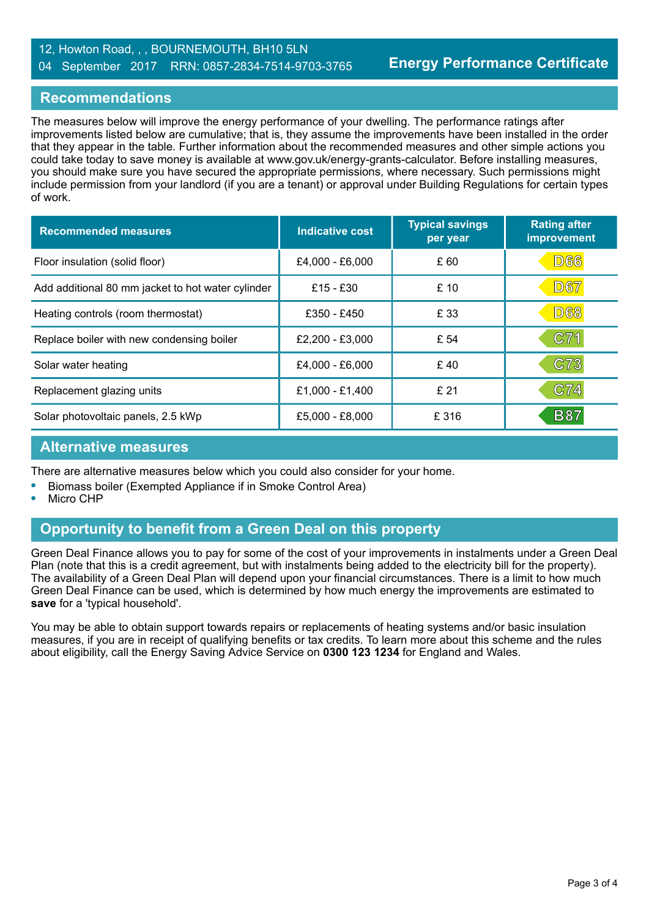12, Howton Road, , , BOURNEMOUTH, BH10 5LN
04 September 2017 RRN: 0857-2834-7514-9703-3765

**Energy Performance Certificate**

## Recommendations

The measures below will improve the energy performance of your dwelling. The performance ratings after improvements listed below are cumulative; that is, they assume the improvements have been installed in the order that they appear in the table. Further information about the recommended measures and other simple actions you could take today to save money is available at www.gov.uk/energy-grants-calculator. Before installing measures, you should make sure you have secured the appropriate permissions, where necessary. Such permissions might include permission from your landlord (if you are a tenant) or approval under Building Regulations for certain types of work.

| Recommended measures | Indicative cost | Typical savings per year | Rating after improvement |
|---|---|---|---|
| Floor insulation (solid floor) | £4,000 - £6,000 | £ 60 | D66 |
| Add additional 80 mm jacket to hot water cylinder | £15 - £30 | £ 10 | D67 |
| Heating controls (room thermostat) | £350 - £450 | £ 33 | D68 |
| Replace boiler with new condensing boiler | £2,200 - £3,000 | £ 54 | C71 |
| Solar water heating | £4,000 - £6,000 | £ 40 | C73 |
| Replacement glazing units | £1,000 - £1,400 | £ 21 | C74 |
| Solar photovoltaic panels, 2.5 kWp | £5,000 - £8,000 | £ 316 | B87 |

## Alternative measures

There are alternative measures below which you could also consider for your home.

- Biomass boiler (Exempted Appliance if in Smoke Control Area)
- Micro CHP

## Opportunity to benefit from a Green Deal on this property

Green Deal Finance allows you to pay for some of the cost of your improvements in instalments under a Green Deal Plan (note that this is a credit agreement, but with instalments being added to the electricity bill for the property). The availability of a Green Deal Plan will depend upon your financial circumstances. There is a limit to how much Green Deal Finance can be used, which is determined by how much energy the improvements are estimated to **save** for a 'typical household'.

You may be able to obtain support towards repairs or replacements of heating systems and/or basic insulation measures, if you are in receipt of qualifying benefits or tax credits. To learn more about this scheme and the rules about eligibility, call the Energy Saving Advice Service on **0300 123 1234** for England and Wales.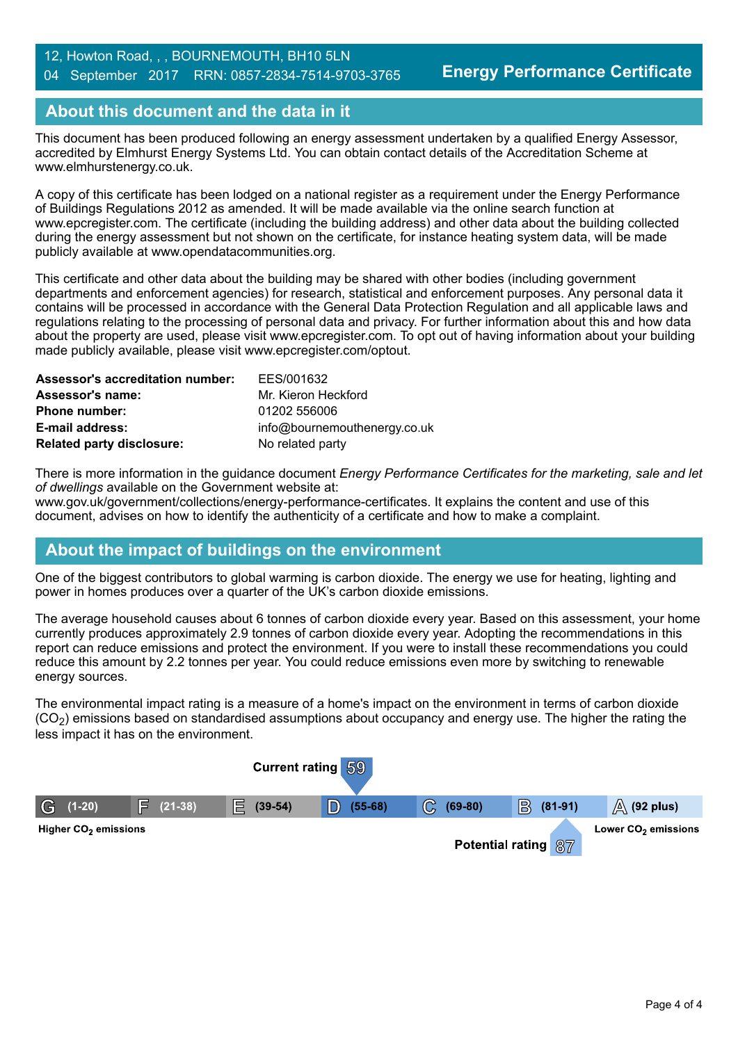12, Howton Road, , , BOURNEMOUTH, BH10 5LN
04 September 2017 RRN: 0857-2834-7514-9703-3765

**Energy Performance Certificate**

## About this document and the data in it

This document has been produced following an energy assessment undertaken by a qualified Energy Assessor, accredited by Elmhurst Energy Systems Ltd. You can obtain contact details of the Accreditation Scheme at www.elmhurstenergy.co.uk.

A copy of this certificate has been lodged on a national register as a requirement under the Energy Performance of Buildings Regulations 2012 as amended. It will be made available via the online search function at www.epcregister.com. The certificate (including the building address) and other data about the building collected during the energy assessment but not shown on the certificate, for instance heating system data, will be made publicly available at www.opendatacommunities.org.

This certificate and other data about the building may be shared with other bodies (including government departments and enforcement agencies) for research, statistical and enforcement purposes. Any personal data it contains will be processed in accordance with the General Data Protection Regulation and all applicable laws and regulations relating to the processing of personal data and privacy. For further information about this and how data about the property are used, please visit www.epcregister.com. To opt out of having information about your building made publicly available, please visit www.epcregister.com/optout.

| | |
|---|---|
| **Assessor's accreditation number:** | EES/001632 |
| **Assessor's name:** | Mr. Kieron Heckford |
| **Phone number:** | 01202 556006 |
| **E-mail address:** | info@bournemouthenergy.co.uk |
| **Related party disclosure:** | No related party |

There is more information in the guidance document *Energy Performance Certificates for the marketing, sale and let of dwellings* available on the Government website at: www.gov.uk/government/collections/energy-performance-certificates. It explains the content and use of this document, advises on how to identify the authenticity of a certificate and how to make a complaint.

## About the impact of buildings on the environment

One of the biggest contributors to global warming is carbon dioxide. The energy we use for heating, lighting and power in homes produces over a quarter of the UK's carbon dioxide emissions.

The average household causes about 6 tonnes of carbon dioxide every year. Based on this assessment, your home currently produces approximately 2.9 tonnes of carbon dioxide every year. Adopting the recommendations in this report can reduce emissions and protect the environment. If you were to install these recommendations you could reduce this amount by 2.2 tonnes per year. You could reduce emissions even more by switching to renewable energy sources.

The environmental impact rating is a measure of a home's impact on the environment in terms of carbon dioxide ($CO_2$) emissions based on standardised assumptions about occupancy and energy use. The higher the rating the less impact it has on the environment.

Current rating 59

G (1-20)
F (21-38)
E (39-54)
D (55-68)
C (69-80)
B (81-91)
A (92 plus)

Higher $CO_2$ emissions
Lower $CO_2$ emissions

Potential rating 87